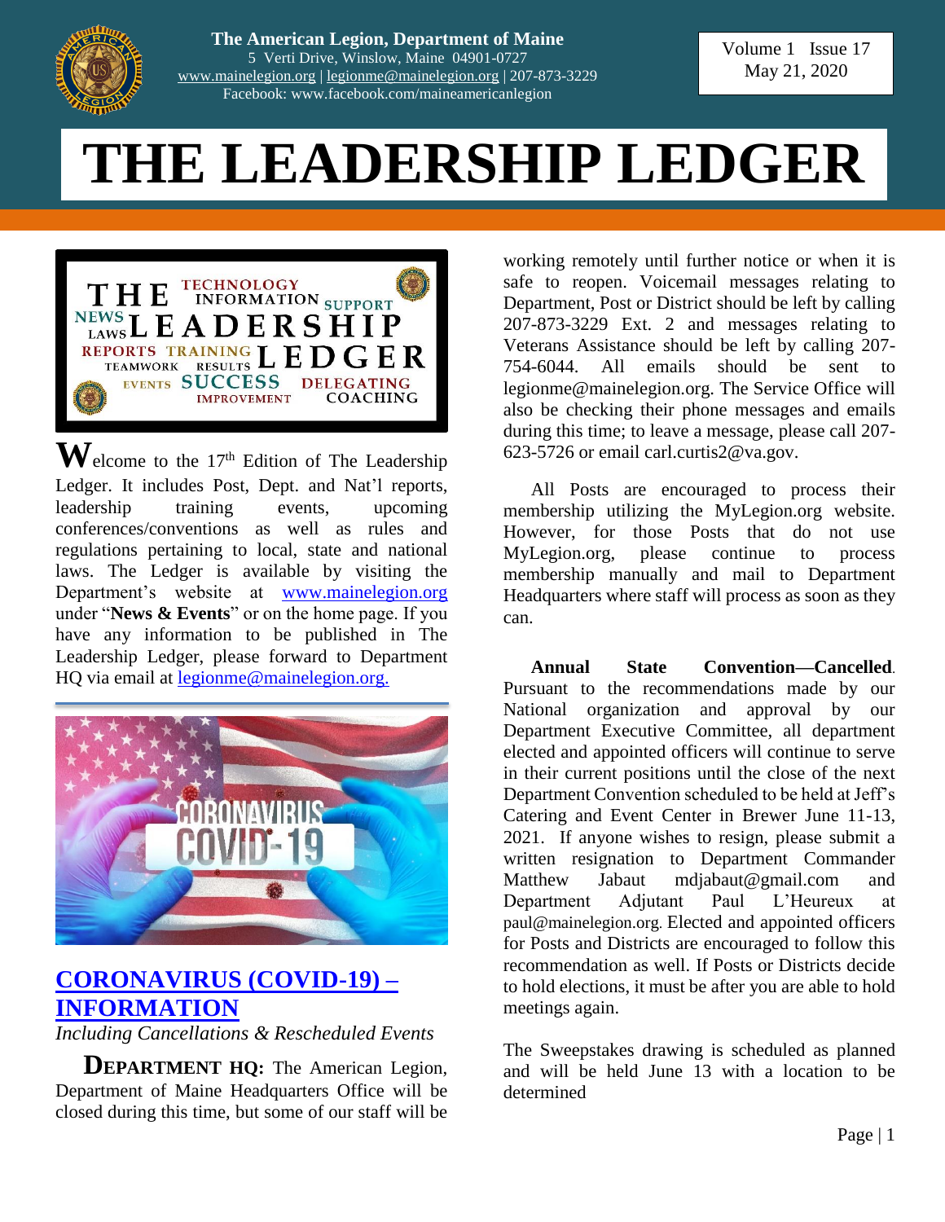**The American Legion, Department of Maine**
5 Verti Drive, Winslow, Maine 04901-0727
www.mainelegion.org | legionme@mainelegion.org | 207-873-3229
Facebook: www.facebook.com/maineamericanlegion

Volume 1 Issue 17
May 21, 2020

# THE LEADERSHIP LEDGER

**W**elcome to the 17th Edition of The Leadership Ledger. It includes Post, Dept. and Nat'l reports, leadership training events, upcoming conferences/conventions as well as rules and regulations pertaining to local, state and national laws. The Ledger is available by visiting the Department's website at www.mainelegion.org under "**News & Events**" or on the home page. If you have any information to be published in The Leadership Ledger, please forward to Department HQ via email at legionme@mainelegion.org.

## CORONAVIRUS (COVID-19) – INFORMATION

*Including Cancellations & Rescheduled Events*

**DEPARTMENT HQ:** The American Legion, Department of Maine Headquarters Office will be closed during this time, but some of our staff will be working remotely until further notice or when it is safe to reopen. Voicemail messages relating to Department, Post or District should be left by calling 207-873-3229 Ext. 2 and messages relating to Veterans Assistance should be left by calling 207-754-6044. All emails should be sent to legionme@mainelegion.org. The Service Office will also be checking their phone messages and emails during this time; to leave a message, please call 207-623-5726 or email carl.curtis2@va.gov.

All Posts are encouraged to process their membership utilizing the MyLegion.org website. However, for those Posts that do not use MyLegion.org, please continue to process membership manually and mail to Department Headquarters where staff will process as soon as they can.

**Annual State Convention—Cancelled**. Pursuant to the recommendations made by our National organization and approval by our Department Executive Committee, all department elected and appointed officers will continue to serve in their current positions until the close of the next Department Convention scheduled to be held at Jeff's Catering and Event Center in Brewer June 11-13, 2021. If anyone wishes to resign, please submit a written resignation to Department Commander Matthew Jabaut mdjabaut@gmail.com and Department Adjutant Paul L'Heureux at paul@mainelegion.org. Elected and appointed officers for Posts and Districts are encouraged to follow this recommendation as well. If Posts or Districts decide to hold elections, it must be after you are able to hold meetings again.

The Sweepstakes drawing is scheduled as planned and will be held June 13 with a location to be determined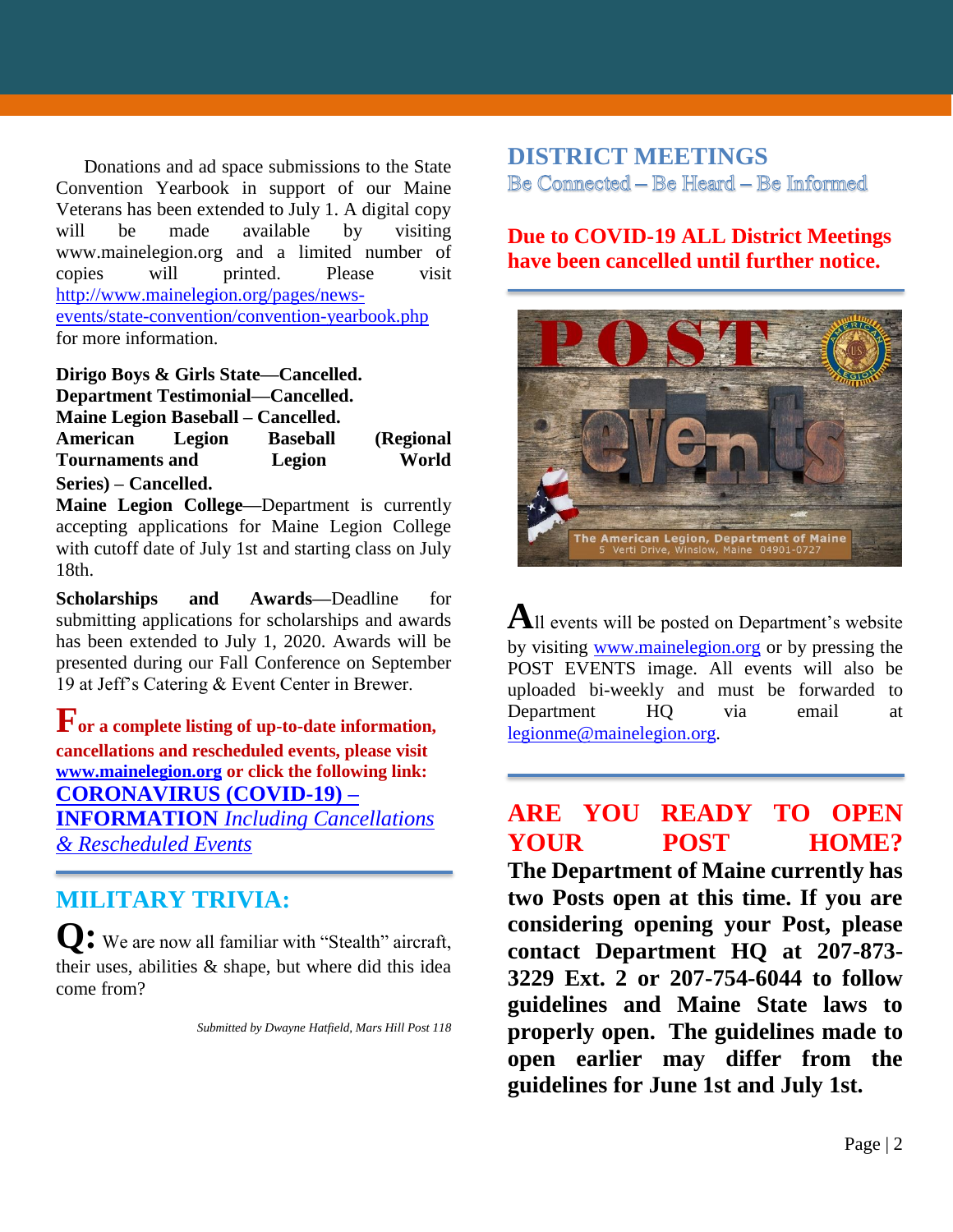Donations and ad space submissions to the State Convention Yearbook in support of our Maine Veterans has been extended to July 1. A digital copy will be made available by visiting www.mainelegion.org and a limited number of copies will printed. Please visit http://www.mainelegion.org/pages/news-events/state-convention/convention-yearbook.php for more information.

**Dirigo Boys & Girls State—Cancelled.**
**Department Testimonial—Cancelled.**
**Maine Legion Baseball – Cancelled.**
**American Legion Baseball (Regional Tournaments and Legion World Series) – Cancelled.**
**Maine Legion College**—Department is currently accepting applications for Maine Legion College with cutoff date of July 1st and starting class on July 18th.

**Scholarships and Awards**—Deadline for submitting applications for scholarships and awards has been extended to July 1, 2020. Awards will be presented during our Fall Conference on September 19 at Jeff's Catering & Event Center in Brewer.

**For a complete listing of up-to-date information, cancellations and rescheduled events, please visit www.mainelegion.org or click the following link: CORONAVIRUS (COVID-19) – INFORMATION *Including Cancellations & Rescheduled Events***

## MILITARY TRIVIA:

**Q:** We are now all familiar with "Stealth" aircraft, their uses, abilities & shape, but where did this idea come from?

*Submitted by Dwayne Hatfield, Mars Hill Post 118*

## DISTRICT MEETINGS

Be Connected – Be Heard – Be Informed

**Due to COVID-19 ALL District Meetings have been cancelled until further notice.**

All events will be posted on Department's website by visiting www.mainelegion.org or by pressing the POST EVENTS image. All events will also be uploaded bi-weekly and must be forwarded to Department HQ via email at legionme@mainelegion.org.

## ARE YOU READY TO OPEN YOUR POST HOME?

**The Department of Maine currently has two Posts open at this time. If you are considering opening your Post, please contact Department HQ at 207-873-3229 Ext. 2 or 207-754-6044 to follow guidelines and Maine State laws to properly open. The guidelines made to open earlier may differ from the guidelines for June 1st and July 1st.**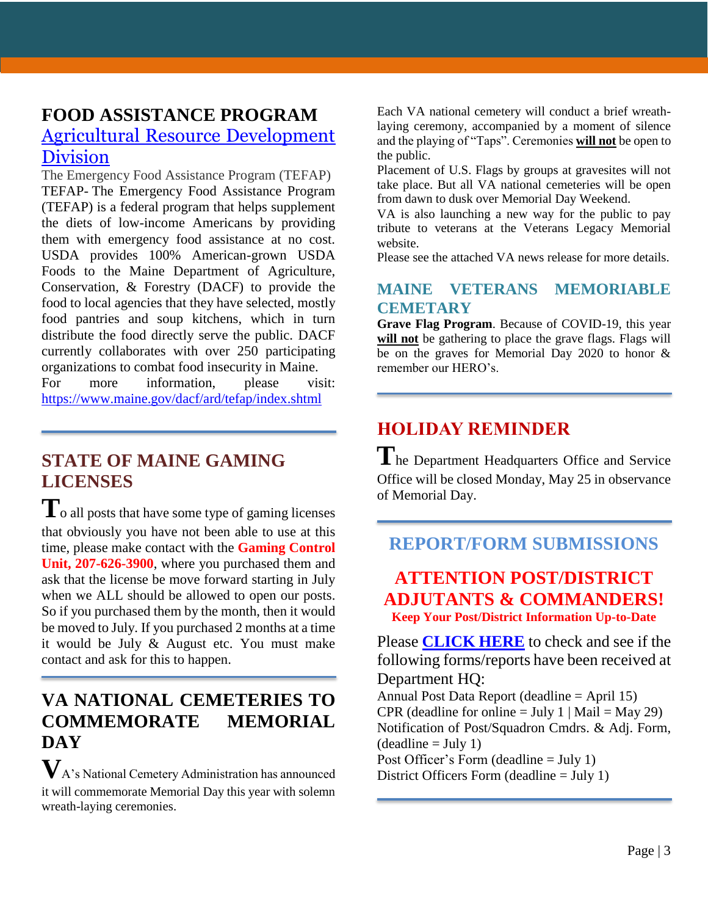## FOOD ASSISTANCE PROGRAM

### Agricultural Resource Development Division

The Emergency Food Assistance Program (TEFAP)

TEFAP- The Emergency Food Assistance Program (TEFAP) is a federal program that helps supplement the diets of low-income Americans by providing them with emergency food assistance at no cost. USDA provides 100% American-grown USDA Foods to the Maine Department of Agriculture, Conservation, & Forestry (DACF) to provide the food to local agencies that they have selected, mostly food pantries and soup kitchens, which in turn distribute the food directly serve the public. DACF currently collaborates with over 250 participating organizations to combat food insecurity in Maine.

For more information, please visit: https://www.maine.gov/dacf/ard/tefap/index.shtml

## STATE OF MAINE GAMING LICENSES

To all posts that have some type of gaming licenses that obviously you have not been able to use at this time, please make contact with the **Gaming Control Unit, 207-626-3900**, where you purchased them and ask that the license be move forward starting in July when we ALL should be allowed to open our posts. So if you purchased them by the month, then it would be moved to July. If you purchased 2 months at a time it would be July & August etc. You must make contact and ask for this to happen.

## VA NATIONAL CEMETERIES TO COMMEMORATE MEMORIAL DAY

VA's National Cemetery Administration has announced it will commemorate Memorial Day this year with solemn wreath-laying ceremonies.

Each VA national cemetery will conduct a brief wreath-laying ceremony, accompanied by a moment of silence and the playing of "Taps". Ceremonies **will not** be open to the public.

Placement of U.S. Flags by groups at gravesites will not take place. But all VA national cemeteries will be open from dawn to dusk over Memorial Day Weekend.

VA is also launching a new way for the public to pay tribute to veterans at the Veterans Legacy Memorial website.

Please see the attached VA news release for more details.

## MAINE VETERANS MEMORIABLE CEMETARY

**Grave Flag Program**. Because of COVID-19, this year **will not** be gathering to place the grave flags. Flags will be on the graves for Memorial Day 2020 to honor & remember our HERO's.

## HOLIDAY REMINDER

The Department Headquarters Office and Service Office will be closed Monday, May 25 in observance of Memorial Day.

## REPORT/FORM SUBMISSIONS

### ATTENTION POST/DISTRICT ADJUTANTS & COMMANDERS!

**Keep Your Post/District Information Up-to-Date**

Please **CLICK HERE** to check and see if the following forms/reports have been received at Department HQ:

Annual Post Data Report (deadline = April 15)
CPR (deadline for online = July 1 | Mail = May 29)
Notification of Post/Squadron Cmdrs. & Adj. Form, (deadline = July 1)
Post Officer's Form (deadline = July 1)
District Officers Form (deadline = July 1)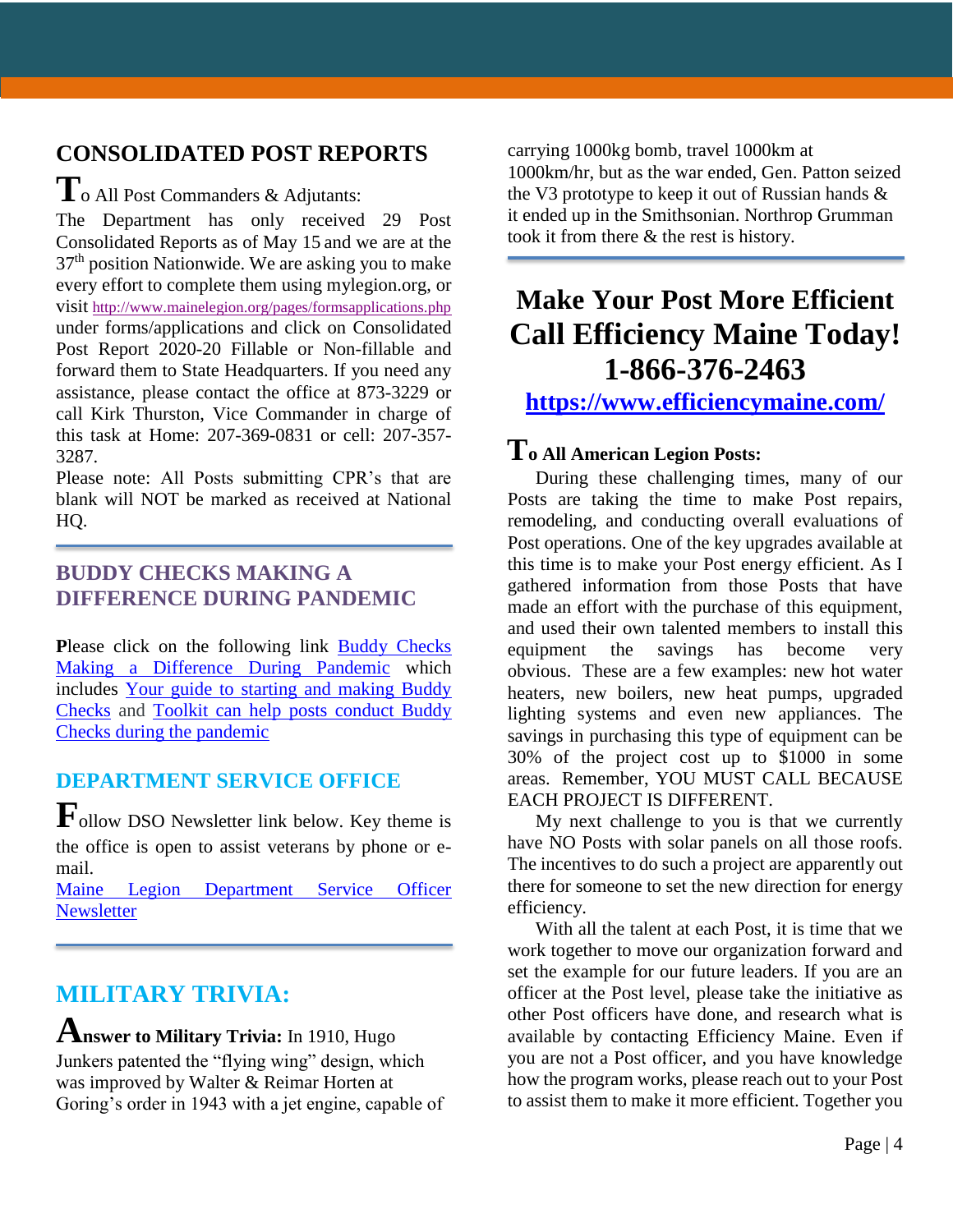## CONSOLIDATED POST REPORTS

To All Post Commanders & Adjutants:

The Department has only received 29 Post Consolidated Reports as of May 15 and we are at the 37th position Nationwide. We are asking you to make every effort to complete them using mylegion.org, or visit http://www.mainelegion.org/pages/formsapplications.php under forms/applications and click on Consolidated Post Report 2020-20 Fillable or Non-fillable and forward them to State Headquarters. If you need any assistance, please contact the office at 873-3229 or call Kirk Thurston, Vice Commander in charge of this task at Home: 207-369-0831 or cell: 207-357-3287.

Please note: All Posts submitting CPR's that are blank will NOT be marked as received at National HQ.

## BUDDY CHECKS MAKING A DIFFERENCE DURING PANDEMIC

Please click on the following link Buddy Checks Making a Difference During Pandemic which includes Your guide to starting and making Buddy Checks and Toolkit can help posts conduct Buddy Checks during the pandemic

## DEPARTMENT SERVICE OFFICE

Follow DSO Newsletter link below. Key theme is the office is open to assist veterans by phone or e-mail.

Maine Legion Department Service Officer Newsletter

## MILITARY TRIVIA:

**Answer to Military Trivia:** In 1910, Hugo Junkers patented the "flying wing" design, which was improved by Walter & Reimar Horten at Goring's order in 1943 with a jet engine, capable of carrying 1000kg bomb, travel 1000km at 1000km/hr, but as the war ended, Gen. Patton seized the V3 prototype to keep it out of Russian hands & it ended up in the Smithsonian. Northrop Grumman took it from there & the rest is history.

## Make Your Post More Efficient Call Efficiency Maine Today! 1-866-376-2463

**https://www.efficiencymaine.com/**

**To All American Legion Posts:**

During these challenging times, many of our Posts are taking the time to make Post repairs, remodeling, and conducting overall evaluations of Post operations. One of the key upgrades available at this time is to make your Post energy efficient. As I gathered information from those Posts that have made an effort with the purchase of this equipment, and used their own talented members to install this equipment the savings has become very obvious. These are a few examples: new hot water heaters, new boilers, new heat pumps, upgraded lighting systems and even new appliances. The savings in purchasing this type of equipment can be 30% of the project cost up to $1000 in some areas. Remember, YOU MUST CALL BECAUSE EACH PROJECT IS DIFFERENT.

My next challenge to you is that we currently have NO Posts with solar panels on all those roofs. The incentives to do such a project are apparently out there for someone to set the new direction for energy efficiency.

With all the talent at each Post, it is time that we work together to move our organization forward and set the example for our future leaders. If you are an officer at the Post level, please take the initiative as other Post officers have done, and research what is available by contacting Efficiency Maine. Even if you are not a Post officer, and you have knowledge how the program works, please reach out to your Post to assist them to make it more efficient. Together you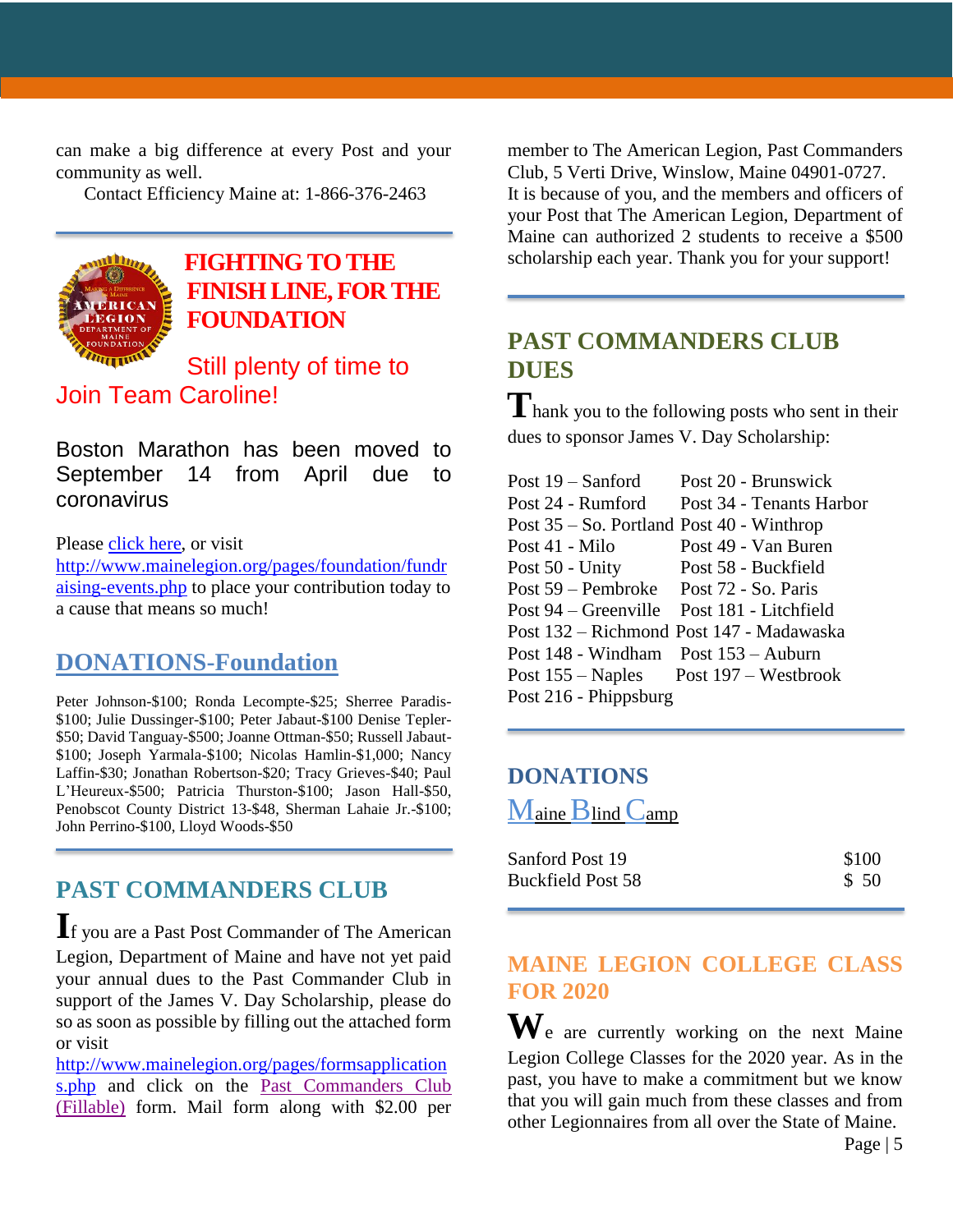can make a big difference at every Post and your community as well.

Contact Efficiency Maine at: 1-866-376-2463

## FIGHTING TO THE FINISH LINE, FOR THE FOUNDATION

Still plenty of time to Join Team Caroline!

Boston Marathon has been moved to September 14 from April due to coronavirus

Please click here, or visit http://www.mainelegion.org/pages/foundation/fundraising-events.php to place your contribution today to a cause that means so much!

## DONATIONS-Foundation

Peter Johnson-$100; Ronda Lecompte-$25; Sherree Paradis-$100; Julie Dussinger-$100; Peter Jabaut-$100 Denise Tepler-$50; David Tanguay-$500; Joanne Ottman-$50; Russell Jabaut-$100; Joseph Yarmala-$100; Nicolas Hamlin-$1,000; Nancy Laffin-$30; Jonathan Robertson-$20; Tracy Grieves-$40; Paul L'Heureux-$500; Patricia Thurston-$100; Jason Hall-$50, Penobscot County District 13-$48, Sherman Lahaie Jr.-$100; John Perrino-$100, Lloyd Woods-$50

## PAST COMMANDERS CLUB

If you are a Past Post Commander of The American Legion, Department of Maine and have not yet paid your annual dues to the Past Commander Club in support of the James V. Day Scholarship, please do so as soon as possible by filling out the attached form or visit http://www.mainelegion.org/pages/formsapplications.php and click on the Past Commanders Club (Fillable) form. Mail form along with $2.00 per member to The American Legion, Past Commanders Club, 5 Verti Drive, Winslow, Maine 04901-0727.

It is because of you, and the members and officers of your Post that The American Legion, Department of Maine can authorized 2 students to receive a $500 scholarship each year. Thank you for your support!

## PAST COMMANDERS CLUB DUES

Thank you to the following posts who sent in their dues to sponsor James V. Day Scholarship:

| | |
|---|---|
| Post 19 – Sanford | Post 20 - Brunswick |
| Post 24 - Rumford | Post 34 - Tenants Harbor |
| Post 35 – So. Portland | Post 40 - Winthrop |
| Post 41 - Milo | Post 49 - Van Buren |
| Post 50 - Unity | Post 58 - Buckfield |
| Post 59 – Pembroke | Post 72 - So. Paris |
| Post 94 – Greenville | Post 181 - Litchfield |
| Post 132 – Richmond | Post 147 - Madawaska |
| Post 148 - Windham | Post 153 – Auburn |
| Post 155 – Naples | Post 197 – Westbrook |
| Post 216 - Phippsburg | |

## DONATIONS

Maine Blind Camp

| | |
|---|---|
| Sanford Post 19 | $100 |
| Buckfield Post 58 | $ 50 |

## MAINE LEGION COLLEGE CLASS FOR 2020

We are currently working on the next Maine Legion College Classes for the 2020 year. As in the past, you have to make a commitment but we know that you will gain much from these classes and from other Legionnaires from all over the State of Maine.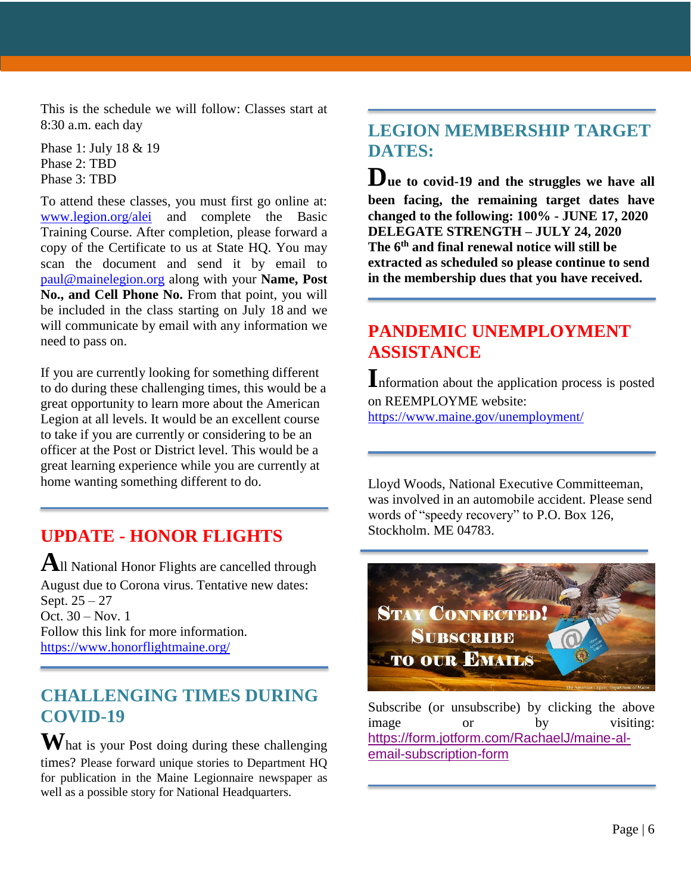This is the schedule we will follow: Classes start at 8:30 a.m. each day

Phase 1: July 18 & 19
Phase 2: TBD
Phase 3: TBD

To attend these classes, you must first go online at: www.legion.org/alei and complete the Basic Training Course. After completion, please forward a copy of the Certificate to us at State HQ. You may scan the document and send it by email to paul@mainelegion.org along with your **Name, Post No., and Cell Phone No.** From that point, you will be included in the class starting on July 18 and we will communicate by email with any information we need to pass on.

If you are currently looking for something different to do during these challenging times, this would be a great opportunity to learn more about the American Legion at all levels. It would be an excellent course to take if you are currently or considering to be an officer at the Post or District level. This would be a great learning experience while you are currently at home wanting something different to do.

## UPDATE - HONOR FLIGHTS

All National Honor Flights are cancelled through August due to Corona virus. Tentative new dates:
Sept. 25 – 27
Oct. 30 – Nov. 1
Follow this link for more information.
https://www.honorflightmaine.org/

## CHALLENGING TIMES DURING COVID-19

What is your Post doing during these challenging times? Please forward unique stories to Department HQ for publication in the Maine Legionnaire newspaper as well as a possible story for National Headquarters.

## LEGION MEMBERSHIP TARGET DATES:

**Due to covid-19 and the struggles we have all been facing, the remaining target dates have changed to the following: 100% - JUNE 17, 2020**
**DELEGATE STRENGTH – JULY 24, 2020**
**The 6th and final renewal notice will still be extracted as scheduled so please continue to send in the membership dues that you have received.**

## PANDEMIC UNEMPLOYMENT ASSISTANCE

Information about the application process is posted on REEMPLOYME website:
https://www.maine.gov/unemployment/

Lloyd Woods, National Executive Committeeman, was involved in an automobile accident. Please send words of "speedy recovery" to P.O. Box 126, Stockholm. ME 04783.

STAY CONNECTED! SUBSCRIBE TO OUR EMAILS

Subscribe (or unsubscribe) by clicking the above image or by visiting: https://form.jotform.com/RachaelJ/maine-al-email-subscription-form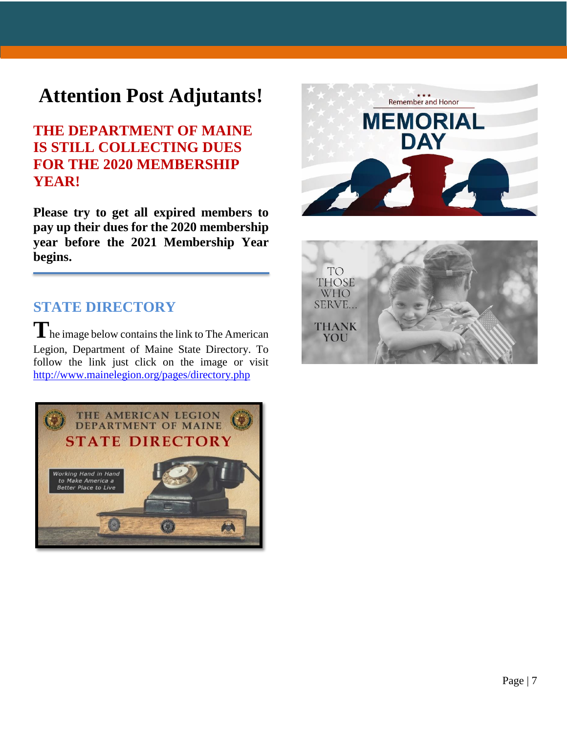# Attention Post Adjutants!

## THE DEPARTMENT OF MAINE IS STILL COLLECTING DUES FOR THE 2020 MEMBERSHIP YEAR!

**Please try to get all expired members to pay up their dues for the 2020 membership year before the 2021 Membership Year begins.**

---

## STATE DIRECTORY

The image below contains the link to The American Legion, Department of Maine State Directory. To follow the link just click on the image or visit [http://www.mainelegion.org/pages/directory.php](http://www.mainelegion.org/pages/directory.php)